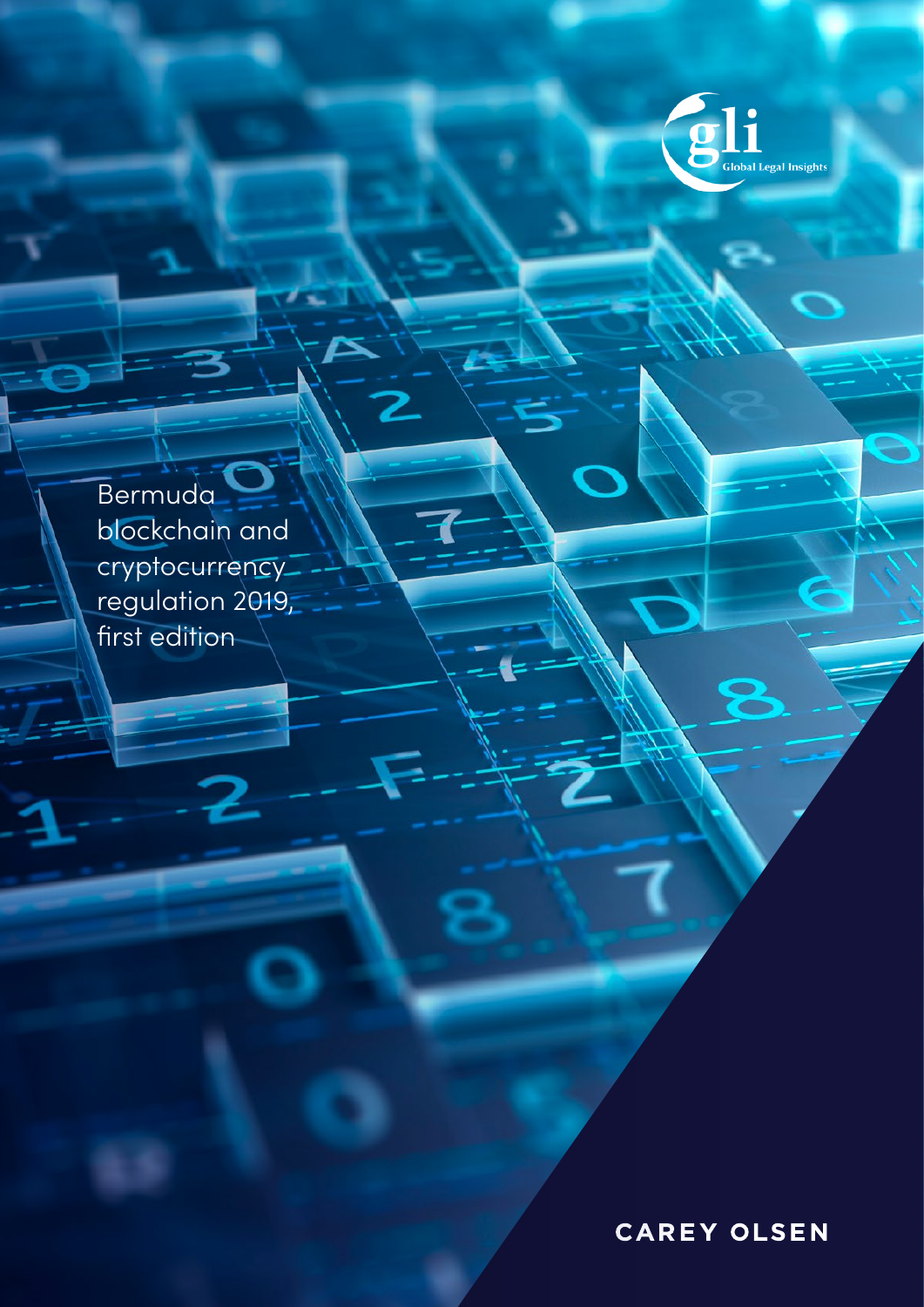Global Legal Insights

# Bermuda blockchain and cryptocurrency regulation 2019, first edition

CAREY OLSEN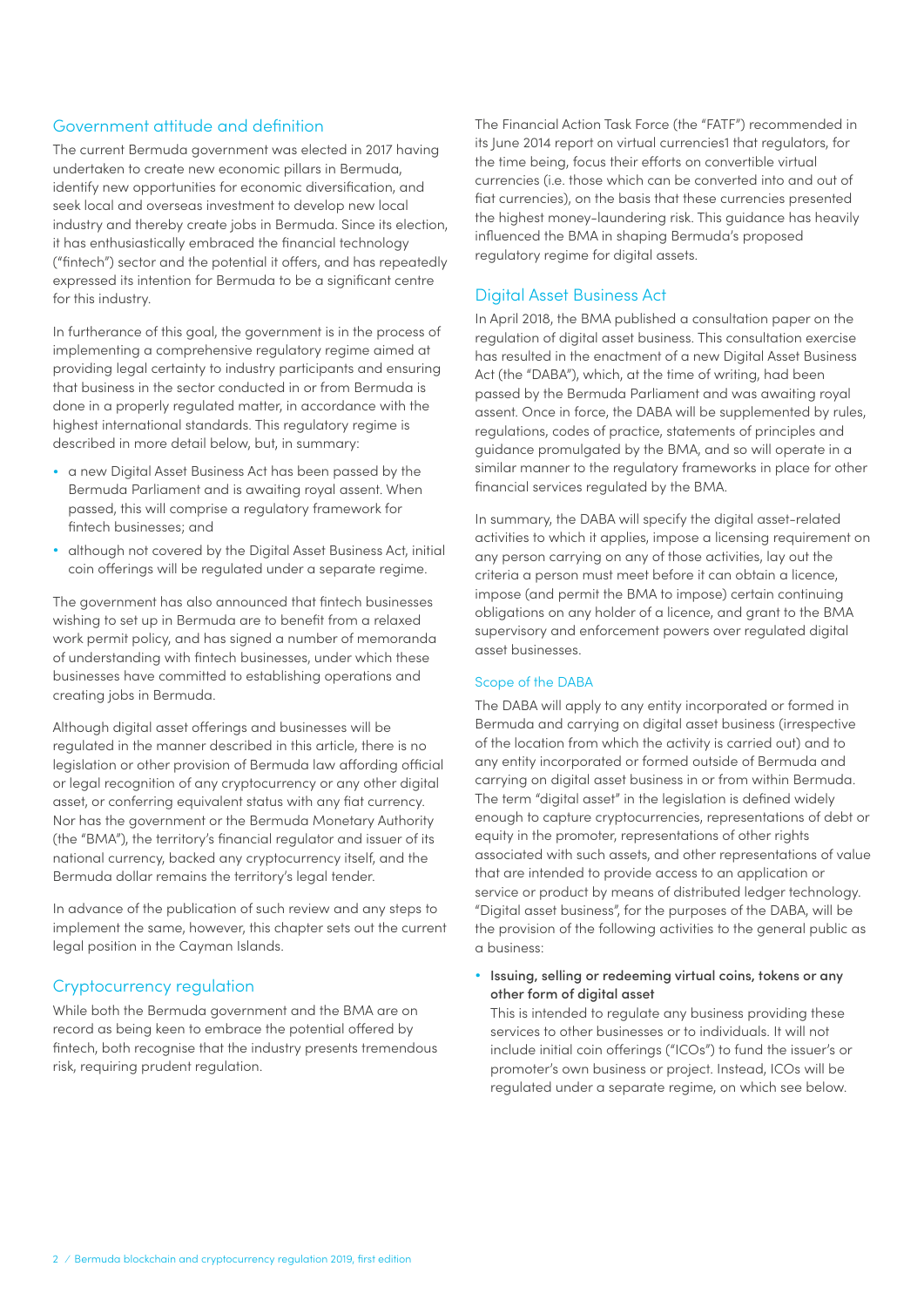## Government attitude and definition

The current Bermuda government was elected in 2017 having undertaken to create new economic pillars in Bermuda, identify new opportunities for economic diversification, and seek local and overseas investment to develop new local industry and thereby create jobs in Bermuda. Since its election, it has enthusiastically embraced the financial technology ("fintech") sector and the potential it offers, and has repeatedly expressed its intention for Bermuda to be a significant centre for this industry.

In furtherance of this goal, the government is in the process of implementing a comprehensive regulatory regime aimed at providing legal certainty to industry participants and ensuring that business in the sector conducted in or from Bermuda is done in a properly regulated matter, in accordance with the highest international standards. This regulatory regime is described in more detail below, but, in summary:

- a new Digital Asset Business Act has been passed by the Bermuda Parliament and is awaiting royal assent. When passed, this will comprise a regulatory framework for fintech businesses; and
- although not covered by the Digital Asset Business Act, initial coin offerings will be regulated under a separate regime.

The government has also announced that fintech businesses wishing to set up in Bermuda are to benefit from a relaxed work permit policy, and has signed a number of memoranda of understanding with fintech businesses, under which these businesses have committed to establishing operations and creating jobs in Bermuda.

Although digital asset offerings and businesses will be regulated in the manner described in this article, there is no legislation or other provision of Bermuda law affording official or legal recognition of any cryptocurrency or any other digital asset, or conferring equivalent status with any fiat currency. Nor has the government or the Bermuda Monetary Authority (the "BMA"), the territory's financial regulator and issuer of its national currency, backed any cryptocurrency itself, and the Bermuda dollar remains the territory's legal tender.

In advance of the publication of such review and any steps to implement the same, however, this chapter sets out the current legal position in the Cayman Islands.

## Cryptocurrency regulation

While both the Bermuda government and the BMA are on record as being keen to embrace the potential offered by fintech, both recognise that the industry presents tremendous risk, requiring prudent regulation.

The Financial Action Task Force (the "FATF") recommended in its June 2014 report on virtual currencies1 that regulators, for the time being, focus their efforts on convertible virtual currencies (i.e. those which can be converted into and out of fiat currencies), on the basis that these currencies presented the highest money-laundering risk. This guidance has heavily influenced the BMA in shaping Bermuda's proposed regulatory regime for digital assets.

## Digital Asset Business Act

In April 2018, the BMA published a consultation paper on the regulation of digital asset business. This consultation exercise has resulted in the enactment of a new Digital Asset Business Act (the "DABA"), which, at the time of writing, had been passed by the Bermuda Parliament and was awaiting royal assent. Once in force, the DABA will be supplemented by rules, regulations, codes of practice, statements of principles and guidance promulgated by the BMA, and so will operate in a similar manner to the regulatory frameworks in place for other financial services regulated by the BMA.

In summary, the DABA will specify the digital asset-related activities to which it applies, impose a licensing requirement on any person carrying on any of those activities, lay out the criteria a person must meet before it can obtain a licence, impose (and permit the BMA to impose) certain continuing obligations on any holder of a licence, and grant to the BMA supervisory and enforcement powers over regulated digital asset businesses.

### Scope of the DABA

The DABA will apply to any entity incorporated or formed in Bermuda and carrying on digital asset business (irrespective of the location from which the activity is carried out) and to any entity incorporated or formed outside of Bermuda and carrying on digital asset business in or from within Bermuda. The term "digital asset" in the legislation is defined widely enough to capture cryptocurrencies, representations of debt or equity in the promoter, representations of other rights associated with such assets, and other representations of value that are intended to provide access to an application or service or product by means of distributed ledger technology. "Digital asset business", for the purposes of the DABA, will be the provision of the following activities to the general public as a business:

- **Issuing, selling or redeeming virtual coins, tokens or any other form of digital asset**
  This is intended to regulate any business providing these services to other businesses or to individuals. It will not include initial coin offerings ("ICOs") to fund the issuer's or promoter's own business or project. Instead, ICOs will be regulated under a separate regime, on which see below.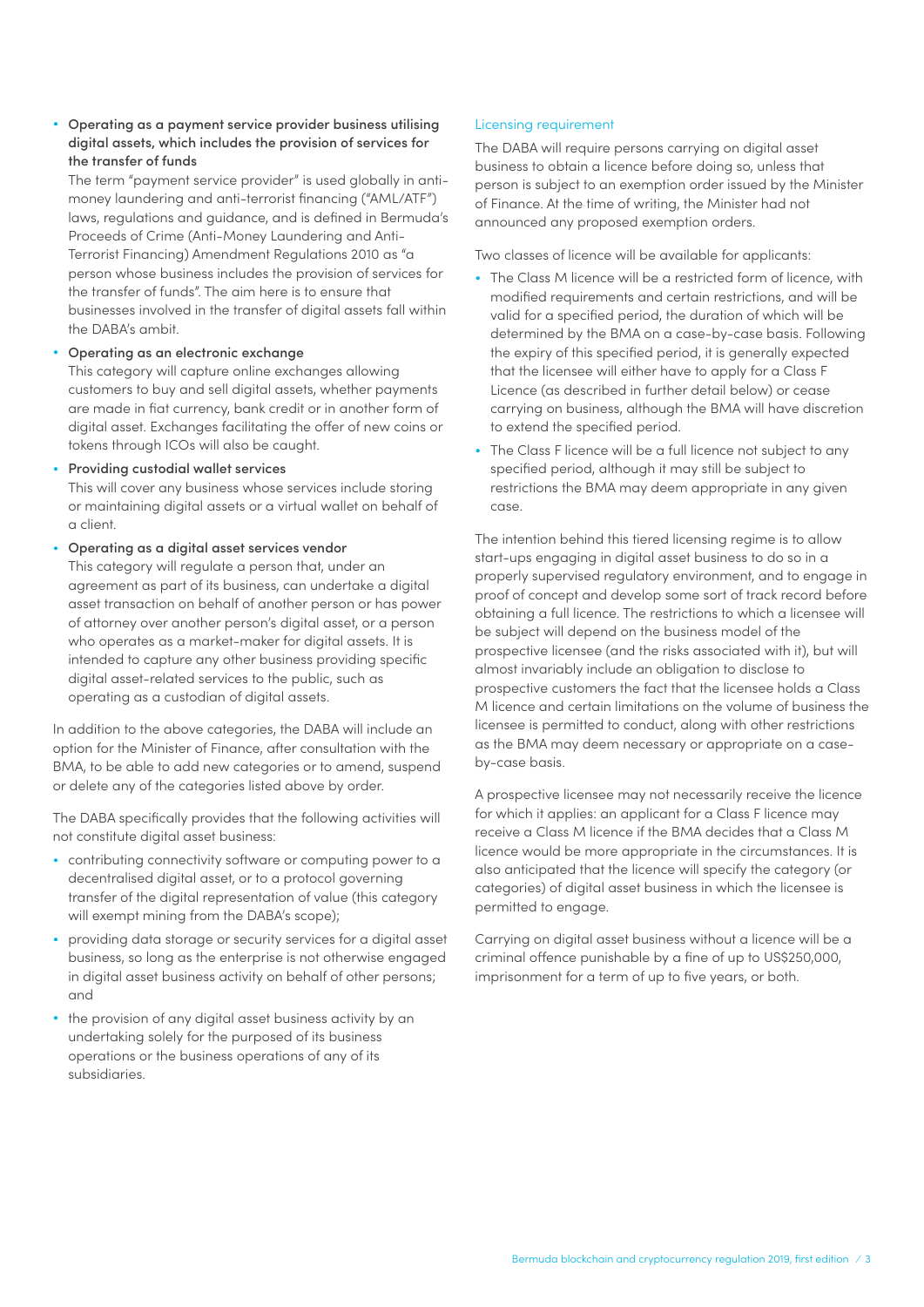- **Operating as a payment service provider business utilising digital assets, which includes the provision of services for the transfer of funds**

  The term "payment service provider" is used globally in anti-money laundering and anti-terrorist financing ("AML/ATF") laws, regulations and guidance, and is defined in Bermuda's Proceeds of Crime (Anti-Money Laundering and Anti-Terrorist Financing) Amendment Regulations 2010 as "a person whose business includes the provision of services for the transfer of funds". The aim here is to ensure that businesses involved in the transfer of digital assets fall within the DABA's ambit.

- **Operating as an electronic exchange**

  This category will capture online exchanges allowing customers to buy and sell digital assets, whether payments are made in fiat currency, bank credit or in another form of digital asset. Exchanges facilitating the offer of new coins or tokens through ICOs will also be caught.

- **Providing custodial wallet services**

  This will cover any business whose services include storing or maintaining digital assets or a virtual wallet on behalf of a client.

- **Operating as a digital asset services vendor**

  This category will regulate a person that, under an agreement as part of its business, can undertake a digital asset transaction on behalf of another person or has power of attorney over another person's digital asset, or a person who operates as a market-maker for digital assets. It is intended to capture any other business providing specific digital asset-related services to the public, such as operating as a custodian of digital assets.

In addition to the above categories, the DABA will include an option for the Minister of Finance, after consultation with the BMA, to be able to add new categories or to amend, suspend or delete any of the categories listed above by order.

The DABA specifically provides that the following activities will not constitute digital asset business:

- contributing connectivity software or computing power to a decentralised digital asset, or to a protocol governing transfer of the digital representation of value (this category will exempt mining from the DABA's scope);
- providing data storage or security services for a digital asset business, so long as the enterprise is not otherwise engaged in digital asset business activity on behalf of other persons; and
- the provision of any digital asset business activity by an undertaking solely for the purposed of its business operations or the business operations of any of its subsidiaries.

## Licensing requirement

The DABA will require persons carrying on digital asset business to obtain a licence before doing so, unless that person is subject to an exemption order issued by the Minister of Finance. At the time of writing, the Minister had not announced any proposed exemption orders.

Two classes of licence will be available for applicants:

- The Class M licence will be a restricted form of licence, with modified requirements and certain restrictions, and will be valid for a specified period, the duration of which will be determined by the BMA on a case-by-case basis. Following the expiry of this specified period, it is generally expected that the licensee will either have to apply for a Class F Licence (as described in further detail below) or cease carrying on business, although the BMA will have discretion to extend the specified period.
- The Class F licence will be a full licence not subject to any specified period, although it may still be subject to restrictions the BMA may deem appropriate in any given case.

The intention behind this tiered licensing regime is to allow start-ups engaging in digital asset business to do so in a properly supervised regulatory environment, and to engage in proof of concept and develop some sort of track record before obtaining a full licence. The restrictions to which a licensee will be subject will depend on the business model of the prospective licensee (and the risks associated with it), but will almost invariably include an obligation to disclose to prospective customers the fact that the licensee holds a Class M licence and certain limitations on the volume of business the licensee is permitted to conduct, along with other restrictions as the BMA may deem necessary or appropriate on a case-by-case basis.

A prospective licensee may not necessarily receive the licence for which it applies: an applicant for a Class F licence may receive a Class M licence if the BMA decides that a Class M licence would be more appropriate in the circumstances. It is also anticipated that the licence will specify the category (or categories) of digital asset business in which the licensee is permitted to engage.

Carrying on digital asset business without a licence will be a criminal offence punishable by a fine of up to US$250,000, imprisonment for a term of up to five years, or both.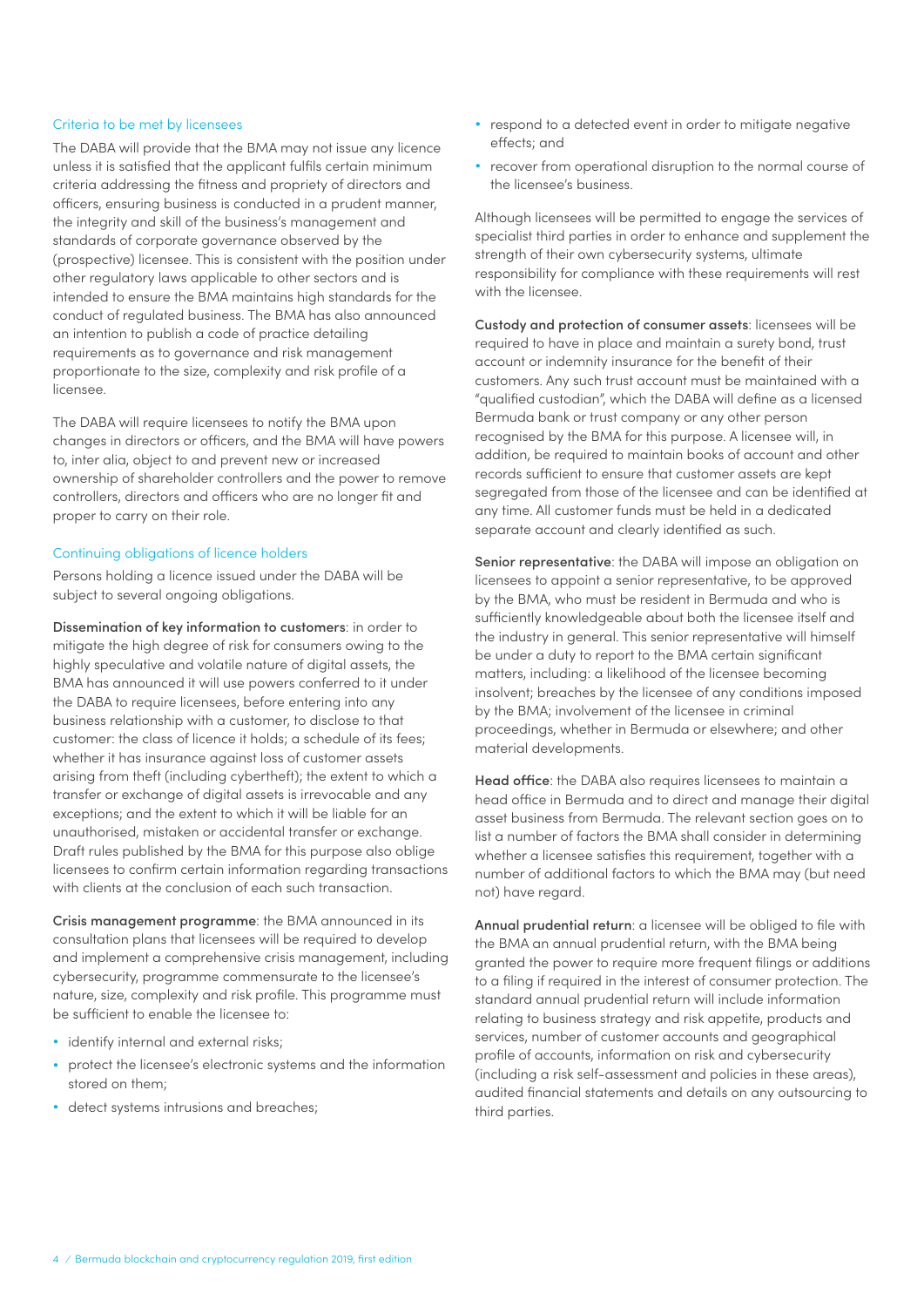### Criteria to be met by licensees

The DABA will provide that the BMA may not issue any licence unless it is satisfied that the applicant fulfils certain minimum criteria addressing the fitness and propriety of directors and officers, ensuring business is conducted in a prudent manner, the integrity and skill of the business's management and standards of corporate governance observed by the (prospective) licensee. This is consistent with the position under other regulatory laws applicable to other sectors and is intended to ensure the BMA maintains high standards for the conduct of regulated business. The BMA has also announced an intention to publish a code of practice detailing requirements as to governance and risk management proportionate to the size, complexity and risk profile of a licensee.

The DABA will require licensees to notify the BMA upon changes in directors or officers, and the BMA will have powers to, inter alia, object to and prevent new or increased ownership of shareholder controllers and the power to remove controllers, directors and officers who are no longer fit and proper to carry on their role.

### Continuing obligations of licence holders

Persons holding a licence issued under the DABA will be subject to several ongoing obligations.

**Dissemination of key information to customers**: in order to mitigate the high degree of risk for consumers owing to the highly speculative and volatile nature of digital assets, the BMA has announced it will use powers conferred to it under the DABA to require licensees, before entering into any business relationship with a customer, to disclose to that customer: the class of licence it holds; a schedule of its fees; whether it has insurance against loss of customer assets arising from theft (including cybertheft); the extent to which a transfer or exchange of digital assets is irrevocable and any exceptions; and the extent to which it will be liable for an unauthorised, mistaken or accidental transfer or exchange. Draft rules published by the BMA for this purpose also oblige licensees to confirm certain information regarding transactions with clients at the conclusion of each such transaction.

**Crisis management programme**: the BMA announced in its consultation plans that licensees will be required to develop and implement a comprehensive crisis management, including cybersecurity, programme commensurate to the licensee's nature, size, complexity and risk profile. This programme must be sufficient to enable the licensee to:

- identify internal and external risks;
- protect the licensee's electronic systems and the information stored on them;
- detect systems intrusions and breaches;
- respond to a detected event in order to mitigate negative effects; and
- recover from operational disruption to the normal course of the licensee's business.

Although licensees will be permitted to engage the services of specialist third parties in order to enhance and supplement the strength of their own cybersecurity systems, ultimate responsibility for compliance with these requirements will rest with the licensee.

**Custody and protection of consumer assets**: licensees will be required to have in place and maintain a surety bond, trust account or indemnity insurance for the benefit of their customers. Any such trust account must be maintained with a "qualified custodian", which the DABA will define as a licensed Bermuda bank or trust company or any other person recognised by the BMA for this purpose. A licensee will, in addition, be required to maintain books of account and other records sufficient to ensure that customer assets are kept segregated from those of the licensee and can be identified at any time. All customer funds must be held in a dedicated separate account and clearly identified as such.

**Senior representative**: the DABA will impose an obligation on licensees to appoint a senior representative, to be approved by the BMA, who must be resident in Bermuda and who is sufficiently knowledgeable about both the licensee itself and the industry in general. This senior representative will himself be under a duty to report to the BMA certain significant matters, including: a likelihood of the licensee becoming insolvent; breaches by the licensee of any conditions imposed by the BMA; involvement of the licensee in criminal proceedings, whether in Bermuda or elsewhere; and other material developments.

**Head office**: the DABA also requires licensees to maintain a head office in Bermuda and to direct and manage their digital asset business from Bermuda. The relevant section goes on to list a number of factors the BMA shall consider in determining whether a licensee satisfies this requirement, together with a number of additional factors to which the BMA may (but need not) have regard.

**Annual prudential return**: a licensee will be obliged to file with the BMA an annual prudential return, with the BMA being granted the power to require more frequent filings or additions to a filing if required in the interest of consumer protection. The standard annual prudential return will include information relating to business strategy and risk appetite, products and services, number of customer accounts and geographical profile of accounts, information on risk and cybersecurity (including a risk self-assessment and policies in these areas), audited financial statements and details on any outsourcing to third parties.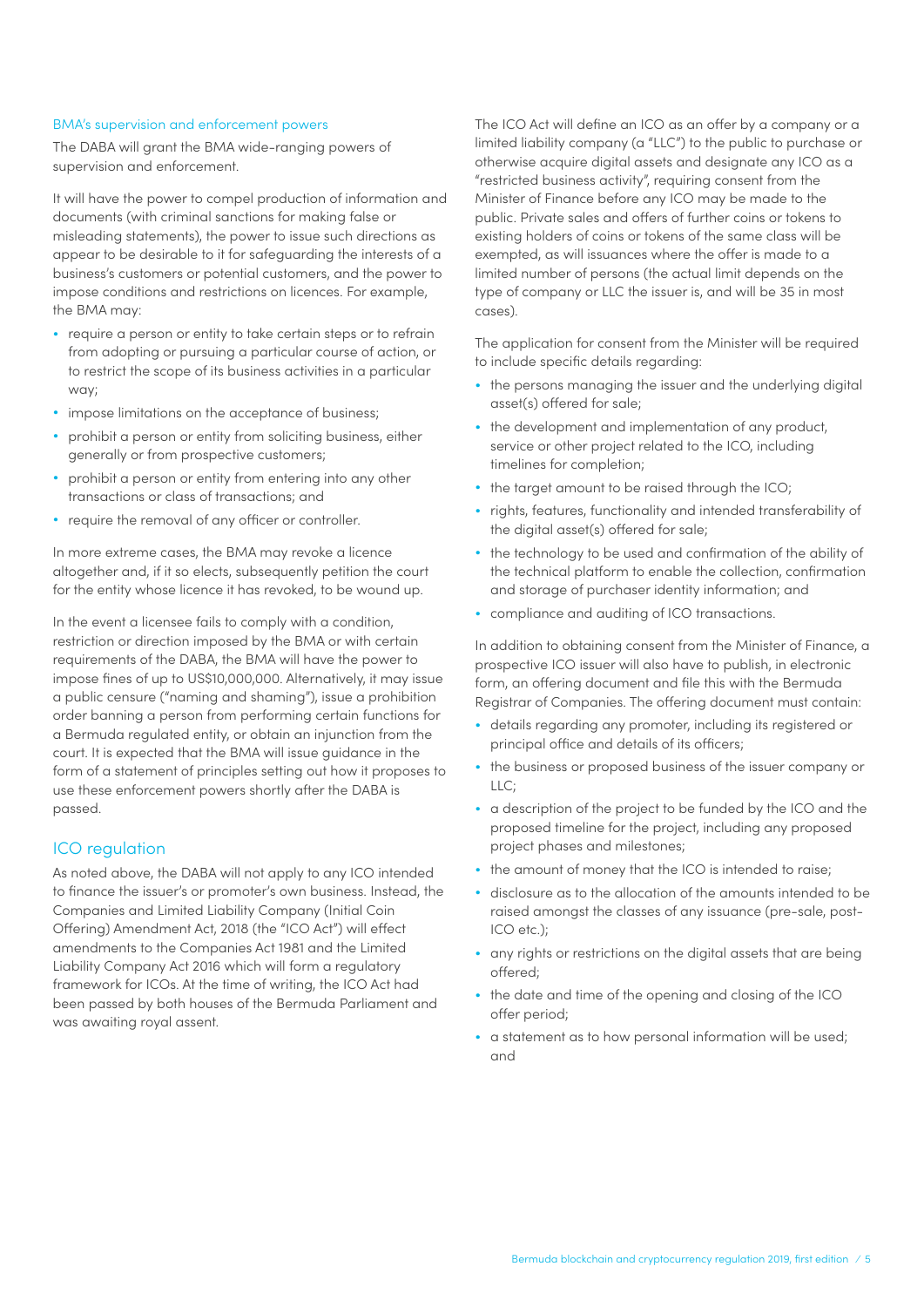### BMA's supervision and enforcement powers

The DABA will grant the BMA wide-ranging powers of supervision and enforcement.

It will have the power to compel production of information and documents (with criminal sanctions for making false or misleading statements), the power to issue such directions as appear to be desirable to it for safeguarding the interests of a business's customers or potential customers, and the power to impose conditions and restrictions on licences. For example, the BMA may:

- require a person or entity to take certain steps or to refrain from adopting or pursuing a particular course of action, or to restrict the scope of its business activities in a particular way;
- impose limitations on the acceptance of business;
- prohibit a person or entity from soliciting business, either generally or from prospective customers;
- prohibit a person or entity from entering into any other transactions or class of transactions; and
- require the removal of any officer or controller.

In more extreme cases, the BMA may revoke a licence altogether and, if it so elects, subsequently petition the court for the entity whose licence it has revoked, to be wound up.

In the event a licensee fails to comply with a condition, restriction or direction imposed by the BMA or with certain requirements of the DABA, the BMA will have the power to impose fines of up to US$10,000,000. Alternatively, it may issue a public censure ("naming and shaming"), issue a prohibition order banning a person from performing certain functions for a Bermuda regulated entity, or obtain an injunction from the court. It is expected that the BMA will issue guidance in the form of a statement of principles setting out how it proposes to use these enforcement powers shortly after the DABA is passed.

## ICO regulation

As noted above, the DABA will not apply to any ICO intended to finance the issuer's or promoter's own business. Instead, the Companies and Limited Liability Company (Initial Coin Offering) Amendment Act, 2018 (the "ICO Act") will effect amendments to the Companies Act 1981 and the Limited Liability Company Act 2016 which will form a regulatory framework for ICOs. At the time of writing, the ICO Act had been passed by both houses of the Bermuda Parliament and was awaiting royal assent.

The ICO Act will define an ICO as an offer by a company or a limited liability company (a "LLC") to the public to purchase or otherwise acquire digital assets and designate any ICO as a "restricted business activity", requiring consent from the Minister of Finance before any ICO may be made to the public. Private sales and offers of further coins or tokens to existing holders of coins or tokens of the same class will be exempted, as will issuances where the offer is made to a limited number of persons (the actual limit depends on the type of company or LLC the issuer is, and will be 35 in most cases).

The application for consent from the Minister will be required to include specific details regarding:

- the persons managing the issuer and the underlying digital asset(s) offered for sale;
- the development and implementation of any product, service or other project related to the ICO, including timelines for completion;
- the target amount to be raised through the ICO;
- rights, features, functionality and intended transferability of the digital asset(s) offered for sale;
- the technology to be used and confirmation of the ability of the technical platform to enable the collection, confirmation and storage of purchaser identity information; and
- compliance and auditing of ICO transactions.

In addition to obtaining consent from the Minister of Finance, a prospective ICO issuer will also have to publish, in electronic form, an offering document and file this with the Bermuda Registrar of Companies. The offering document must contain:

- details regarding any promoter, including its registered or principal office and details of its officers;
- the business or proposed business of the issuer company or LLC;
- a description of the project to be funded by the ICO and the proposed timeline for the project, including any proposed project phases and milestones;
- the amount of money that the ICO is intended to raise;
- disclosure as to the allocation of the amounts intended to be raised amongst the classes of any issuance (pre-sale, post-ICO etc.);
- any rights or restrictions on the digital assets that are being offered;
- the date and time of the opening and closing of the ICO offer period;
- a statement as to how personal information will be used; and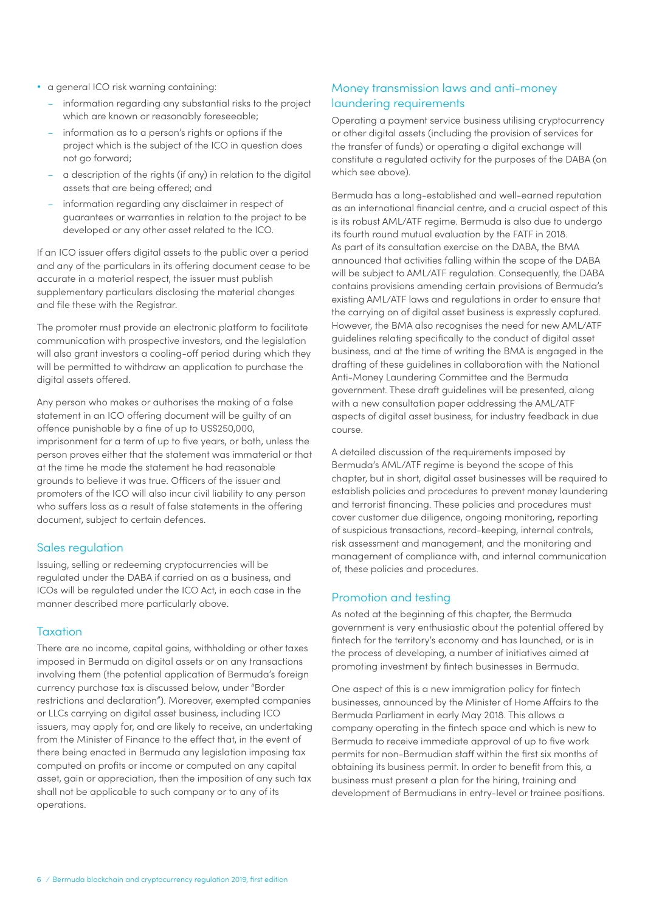- a general ICO risk warning containing:
  - information regarding any substantial risks to the project which are known or reasonably foreseeable;
  - information as to a person's rights or options if the project which is the subject of the ICO in question does not go forward;
  - a description of the rights (if any) in relation to the digital assets that are being offered; and
  - information regarding any disclaimer in respect of guarantees or warranties in relation to the project to be developed or any other asset related to the ICO.

If an ICO issuer offers digital assets to the public over a period and any of the particulars in its offering document cease to be accurate in a material respect, the issuer must publish supplementary particulars disclosing the material changes and file these with the Registrar.

The promoter must provide an electronic platform to facilitate communication with prospective investors, and the legislation will also grant investors a cooling-off period during which they will be permitted to withdraw an application to purchase the digital assets offered.

Any person who makes or authorises the making of a false statement in an ICO offering document will be guilty of an offence punishable by a fine of up to US$250,000, imprisonment for a term of up to five years, or both, unless the person proves either that the statement was immaterial or that at the time he made the statement he had reasonable grounds to believe it was true. Officers of the issuer and promoters of the ICO will also incur civil liability to any person who suffers loss as a result of false statements in the offering document, subject to certain defences.

## Sales regulation

Issuing, selling or redeeming cryptocurrencies will be regulated under the DABA if carried on as a business, and ICOs will be regulated under the ICO Act, in each case in the manner described more particularly above.

## Taxation

There are no income, capital gains, withholding or other taxes imposed in Bermuda on digital assets or on any transactions involving them (the potential application of Bermuda's foreign currency purchase tax is discussed below, under "Border restrictions and declaration"). Moreover, exempted companies or LLCs carrying on digital asset business, including ICO issuers, may apply for, and are likely to receive, an undertaking from the Minister of Finance to the effect that, in the event of there being enacted in Bermuda any legislation imposing tax computed on profits or income or computed on any capital asset, gain or appreciation, then the imposition of any such tax shall not be applicable to such company or to any of its operations.

## Money transmission laws and anti-money laundering requirements

Operating a payment service business utilising cryptocurrency or other digital assets (including the provision of services for the transfer of funds) or operating a digital exchange will constitute a regulated activity for the purposes of the DABA (on which see above).

Bermuda has a long-established and well-earned reputation as an international financial centre, and a crucial aspect of this is its robust AML/ATF regime. Bermuda is also due to undergo its fourth round mutual evaluation by the FATF in 2018. As part of its consultation exercise on the DABA, the BMA announced that activities falling within the scope of the DABA will be subject to AML/ATF regulation. Consequently, the DABA contains provisions amending certain provisions of Bermuda's existing AML/ATF laws and regulations in order to ensure that the carrying on of digital asset business is expressly captured. However, the BMA also recognises the need for new AML/ATF guidelines relating specifically to the conduct of digital asset business, and at the time of writing the BMA is engaged in the drafting of these guidelines in collaboration with the National Anti-Money Laundering Committee and the Bermuda government. These draft guidelines will be presented, along with a new consultation paper addressing the AML/ATF aspects of digital asset business, for industry feedback in due course.

A detailed discussion of the requirements imposed by Bermuda's AML/ATF regime is beyond the scope of this chapter, but in short, digital asset businesses will be required to establish policies and procedures to prevent money laundering and terrorist financing. These policies and procedures must cover customer due diligence, ongoing monitoring, reporting of suspicious transactions, record-keeping, internal controls, risk assessment and management, and the monitoring and management of compliance with, and internal communication of, these policies and procedures.

## Promotion and testing

As noted at the beginning of this chapter, the Bermuda government is very enthusiastic about the potential offered by fintech for the territory's economy and has launched, or is in the process of developing, a number of initiatives aimed at promoting investment by fintech businesses in Bermuda.

One aspect of this is a new immigration policy for fintech businesses, announced by the Minister of Home Affairs to the Bermuda Parliament in early May 2018. This allows a company operating in the fintech space and which is new to Bermuda to receive immediate approval of up to five work permits for non-Bermudian staff within the first six months of obtaining its business permit. In order to benefit from this, a business must present a plan for the hiring, training and development of Bermudians in entry-level or trainee positions.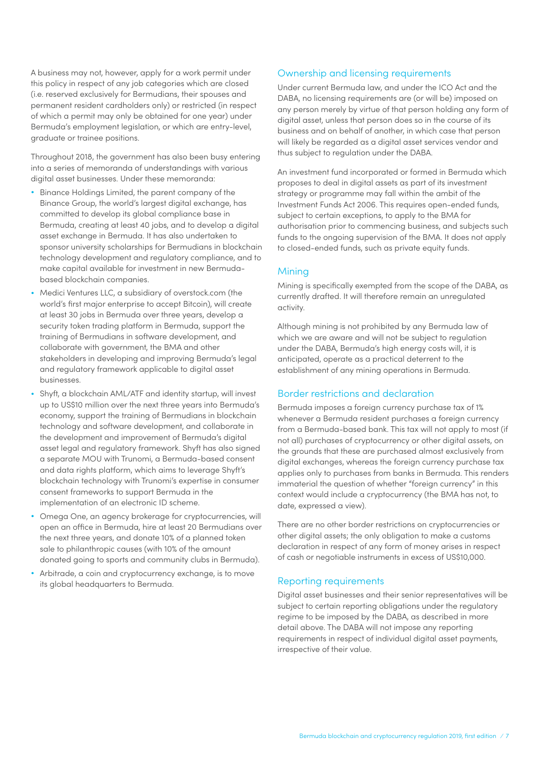A business may not, however, apply for a work permit under this policy in respect of any job categories which are closed (i.e. reserved exclusively for Bermudians, their spouses and permanent resident cardholders only) or restricted (in respect of which a permit may only be obtained for one year) under Bermuda's employment legislation, or which are entry-level, graduate or trainee positions.

Throughout 2018, the government has also been busy entering into a series of memoranda of understandings with various digital asset businesses. Under these memoranda:

- Binance Holdings Limited, the parent company of the Binance Group, the world's largest digital exchange, has committed to develop its global compliance base in Bermuda, creating at least 40 jobs, and to develop a digital asset exchange in Bermuda. It has also undertaken to sponsor university scholarships for Bermudians in blockchain technology development and regulatory compliance, and to make capital available for investment in new Bermuda-based blockchain companies.
- Medici Ventures LLC, a subsidiary of overstock.com (the world's first major enterprise to accept Bitcoin), will create at least 30 jobs in Bermuda over three years, develop a security token trading platform in Bermuda, support the training of Bermudians in software development, and collaborate with government, the BMA and other stakeholders in developing and improving Bermuda's legal and regulatory framework applicable to digital asset businesses.
- Shyft, a blockchain AML/ATF and identity startup, will invest up to US$10 million over the next three years into Bermuda's economy, support the training of Bermudians in blockchain technology and software development, and collaborate in the development and improvement of Bermuda's digital asset legal and regulatory framework. Shyft has also signed a separate MOU with Trunomi, a Bermuda-based consent and data rights platform, which aims to leverage Shyft's blockchain technology with Trunomi's expertise in consumer consent frameworks to support Bermuda in the implementation of an electronic ID scheme.
- Omega One, an agency brokerage for cryptocurrencies, will open an office in Bermuda, hire at least 20 Bermudians over the next three years, and donate 10% of a planned token sale to philanthropic causes (with 10% of the amount donated going to sports and community clubs in Bermuda).
- Arbitrade, a coin and cryptocurrency exchange, is to move its global headquarters to Bermuda.

## Ownership and licensing requirements

Under current Bermuda law, and under the ICO Act and the DABA, no licensing requirements are (or will be) imposed on any person merely by virtue of that person holding any form of digital asset, unless that person does so in the course of its business and on behalf of another, in which case that person will likely be regarded as a digital asset services vendor and thus subject to regulation under the DABA.

An investment fund incorporated or formed in Bermuda which proposes to deal in digital assets as part of its investment strategy or programme may fall within the ambit of the Investment Funds Act 2006. This requires open-ended funds, subject to certain exceptions, to apply to the BMA for authorisation prior to commencing business, and subjects such funds to the ongoing supervision of the BMA. It does not apply to closed-ended funds, such as private equity funds.

## Mining

Mining is specifically exempted from the scope of the DABA, as currently drafted. It will therefore remain an unregulated activity.

Although mining is not prohibited by any Bermuda law of which we are aware and will not be subject to regulation under the DABA, Bermuda's high energy costs will, it is anticipated, operate as a practical deterrent to the establishment of any mining operations in Bermuda.

## Border restrictions and declaration

Bermuda imposes a foreign currency purchase tax of 1% whenever a Bermuda resident purchases a foreign currency from a Bermuda-based bank. This tax will not apply to most (if not all) purchases of cryptocurrency or other digital assets, on the grounds that these are purchased almost exclusively from digital exchanges, whereas the foreign currency purchase tax applies only to purchases from banks in Bermuda. This renders immaterial the question of whether "foreign currency" in this context would include a cryptocurrency (the BMA has not, to date, expressed a view).

There are no other border restrictions on cryptocurrencies or other digital assets; the only obligation to make a customs declaration in respect of any form of money arises in respect of cash or negotiable instruments in excess of US$10,000.

## Reporting requirements

Digital asset businesses and their senior representatives will be subject to certain reporting obligations under the regulatory regime to be imposed by the DABA, as described in more detail above. The DABA will not impose any reporting requirements in respect of individual digital asset payments, irrespective of their value.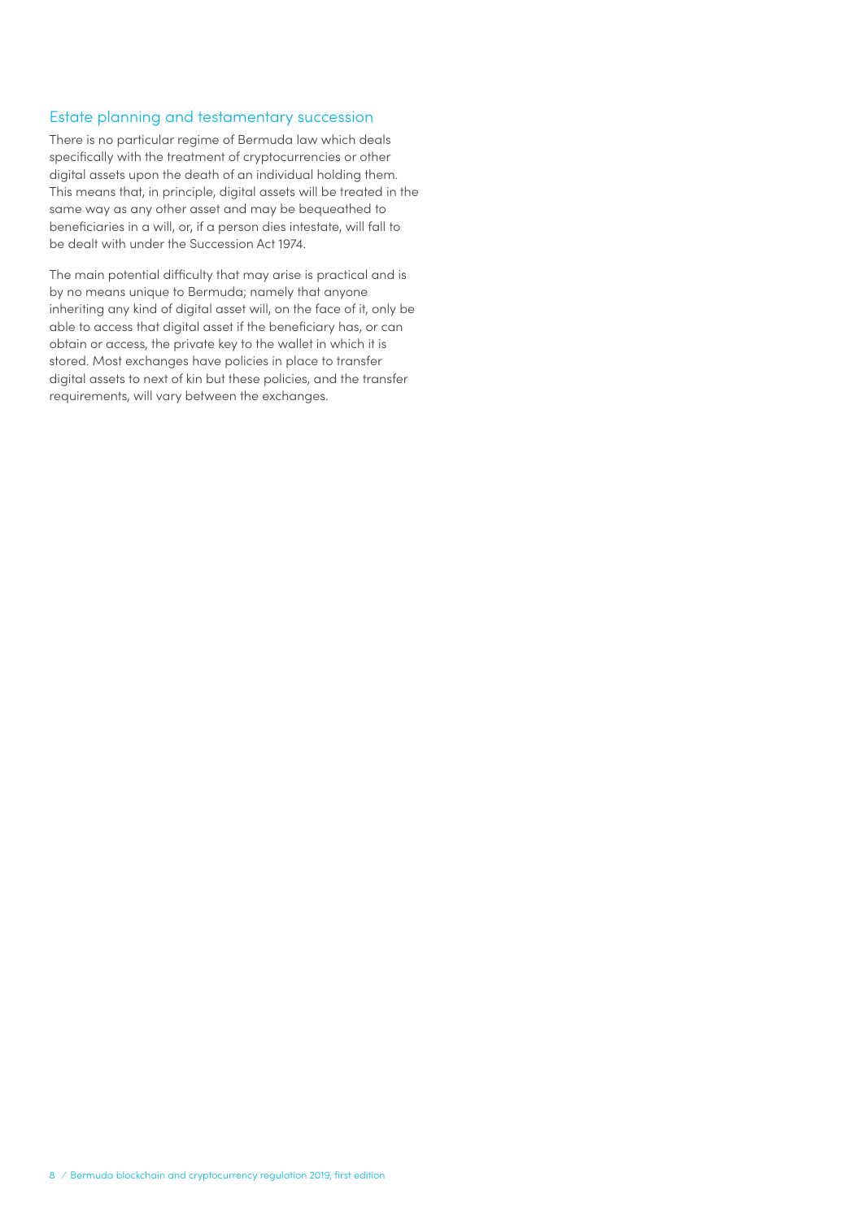## Estate planning and testamentary succession

There is no particular regime of Bermuda law which deals specifically with the treatment of cryptocurrencies or other digital assets upon the death of an individual holding them. This means that, in principle, digital assets will be treated in the same way as any other asset and may be bequeathed to beneficiaries in a will, or, if a person dies intestate, will fall to be dealt with under the Succession Act 1974.

The main potential difficulty that may arise is practical and is by no means unique to Bermuda; namely that anyone inheriting any kind of digital asset will, on the face of it, only be able to access that digital asset if the beneficiary has, or can obtain or access, the private key to the wallet in which it is stored. Most exchanges have policies in place to transfer digital assets to next of kin but these policies, and the transfer requirements, will vary between the exchanges.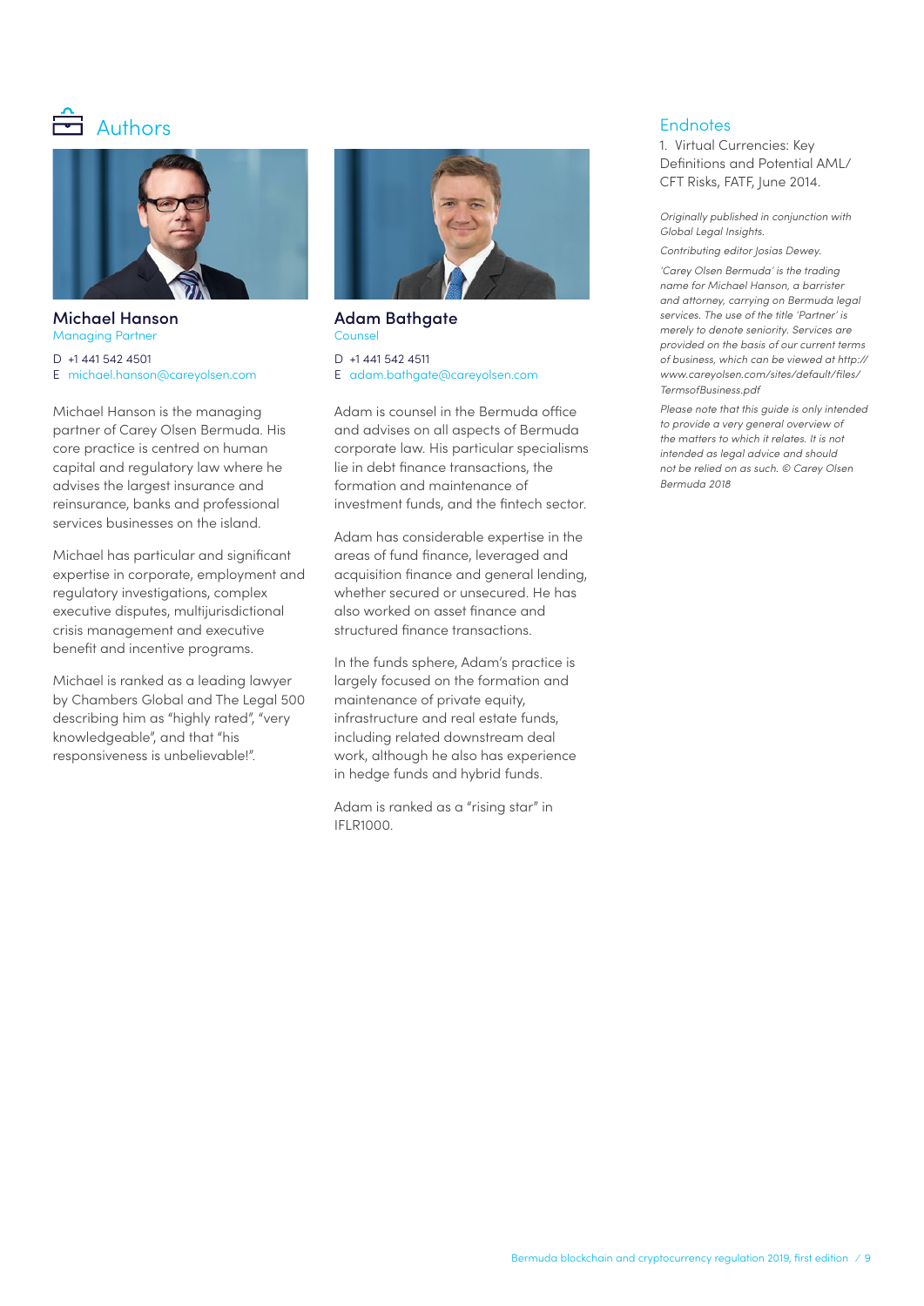# Authors

## Michael Hanson

Managing Partner

D +1 441 542 4501
E michael.hanson@careyolsen.com

Michael Hanson is the managing partner of Carey Olsen Bermuda. His core practice is centred on human capital and regulatory law where he advises the largest insurance and reinsurance, banks and professional services businesses on the island.

Michael has particular and significant expertise in corporate, employment and regulatory investigations, complex executive disputes, multijurisdictional crisis management and executive benefit and incentive programs.

Michael is ranked as a leading lawyer by Chambers Global and The Legal 500 describing him as "highly rated", "very knowledgeable", and that "his responsiveness is unbelievable!".

## Adam Bathgate

Counsel

D +1 441 542 4511
E adam.bathgate@careyolsen.com

Adam is counsel in the Bermuda office and advises on all aspects of Bermuda corporate law. His particular specialisms lie in debt finance transactions, the formation and maintenance of investment funds, and the fintech sector.

Adam has considerable expertise in the areas of fund finance, leveraged and acquisition finance and general lending, whether secured or unsecured. He has also worked on asset finance and structured finance transactions.

In the funds sphere, Adam's practice is largely focused on the formation and maintenance of private equity, infrastructure and real estate funds, including related downstream deal work, although he also has experience in hedge funds and hybrid funds.

Adam is ranked as a "rising star" in IFLR1000.

## Endnotes

1. Virtual Currencies: Key Definitions and Potential AML/CFT Risks, FATF, June 2014.

*Originally published in conjunction with Global Legal Insights.*

*Contributing editor Josias Dewey.*

*'Carey Olsen Bermuda' is the trading name for Michael Hanson, a barrister and attorney, carrying on Bermuda legal services. The use of the title 'Partner' is merely to denote seniority. Services are provided on the basis of our current terms of business, which can be viewed at http://www.careyolsen.com/sites/default/files/TermsofBusiness.pdf*

*Please note that this guide is only intended to provide a very general overview of the matters to which it relates. It is not intended as legal advice and should not be relied on as such. © Carey Olsen Bermuda 2018*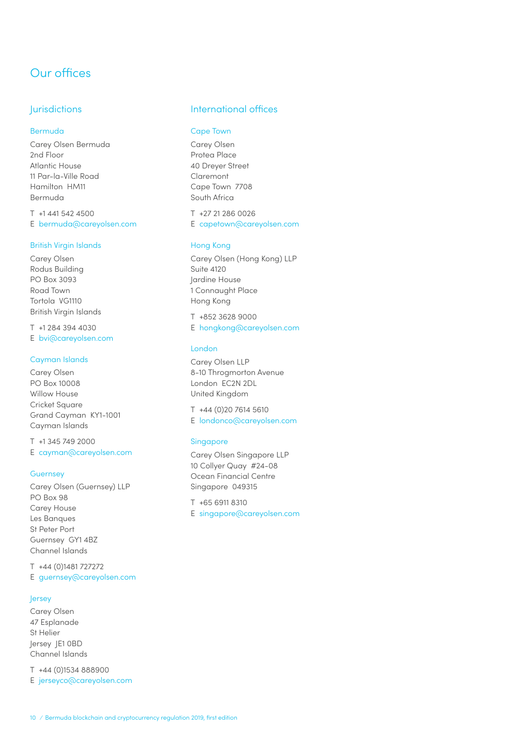# Our offices

## Jurisdictions

### Bermuda

Carey Olsen Bermuda
2nd Floor
Atlantic House
11 Par-la-Ville Road
Hamilton HM11
Bermuda

T +1 441 542 4500
E bermuda@careyolsen.com

### British Virgin Islands

Carey Olsen
Rodus Building
PO Box 3093
Road Town
Tortola VG1110
British Virgin Islands

T +1 284 394 4030
E bvi@careyolsen.com

### Cayman Islands

Carey Olsen
PO Box 10008
Willow House
Cricket Square
Grand Cayman KY1-1001
Cayman Islands

T +1 345 749 2000
E cayman@careyolsen.com

### Guernsey

Carey Olsen (Guernsey) LLP
PO Box 98
Carey House
Les Banques
St Peter Port
Guernsey GY1 4BZ
Channel Islands

T +44 (0)1481 727272
E guernsey@careyolsen.com

### Jersey

Carey Olsen
47 Esplanade
St Helier
Jersey JE1 0BD
Channel Islands

T +44 (0)1534 888900
E jerseyco@careyolsen.com

## International offices

### Cape Town

Carey Olsen
Protea Place
40 Dreyer Street
Claremont
Cape Town 7708
South Africa

T +27 21 286 0026
E capetown@careyolsen.com

### Hong Kong

Carey Olsen (Hong Kong) LLP
Suite 4120
Jardine House
1 Connaught Place
Hong Kong

T +852 3628 9000
E hongkong@careyolsen.com

### London

Carey Olsen LLP
8-10 Throgmorton Avenue
London EC2N 2DL
United Kingdom

T +44 (0)20 7614 5610
E londonco@careyolsen.com

### Singapore

Carey Olsen Singapore LLP
10 Collyer Quay #24-08
Ocean Financial Centre
Singapore 049315

T +65 6911 8310
E singapore@careyolsen.com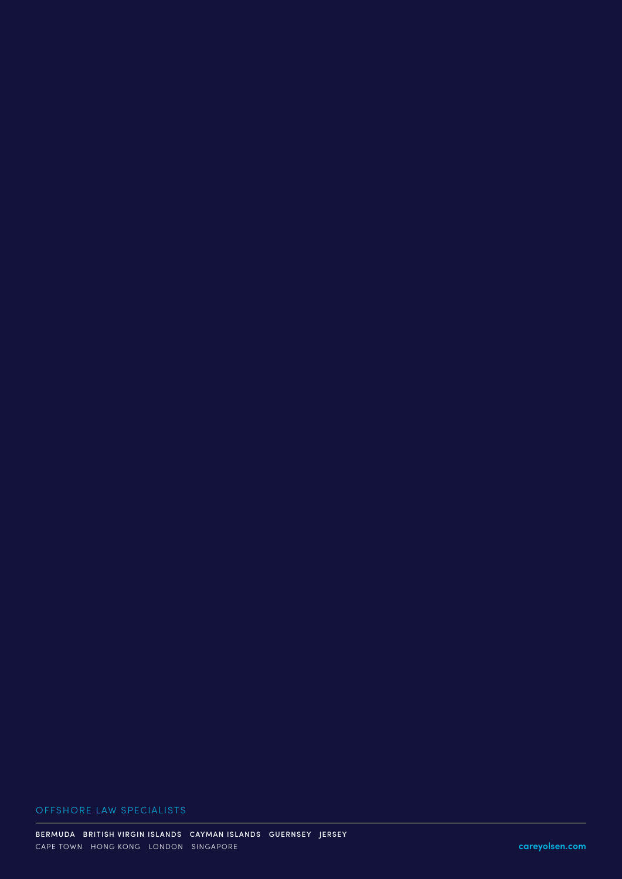OFFSHORE LAW SPECIALISTS

**BERMUDA BRITISH VIRGIN ISLANDS CAYMAN ISLANDS GUERNSEY JERSEY**
CAPE TOWN HONG KONG LONDON SINGAPORE

**careyolsen.com**